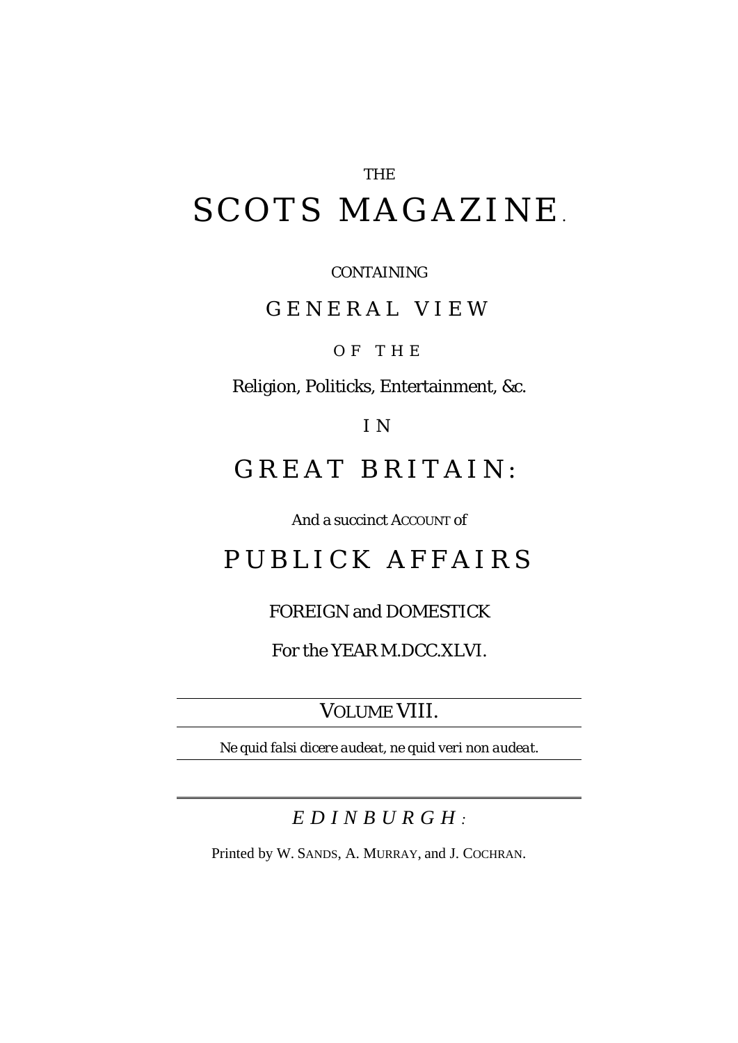THE

# SCOTS MAGAZINE.

CONTAINING

## GENERAL VIEW

OF THE

Religion, Politicks, Entertainment, &c.

IN

## GREAT BRITAIN:

And a succinct ACCOUNT of

## PUBLICK AFFAIRS

FOREIGN and DOMESTICK

For the YEAR M.DCC.XLVI.

---

VOLUME VIII.

---

*Ne quid falsi dicere audeat, ne quid veri non audeat.*

---

*EDINBURGH:*

Printed by W. SANDS, A. MURRAY, and J. COCHRAN.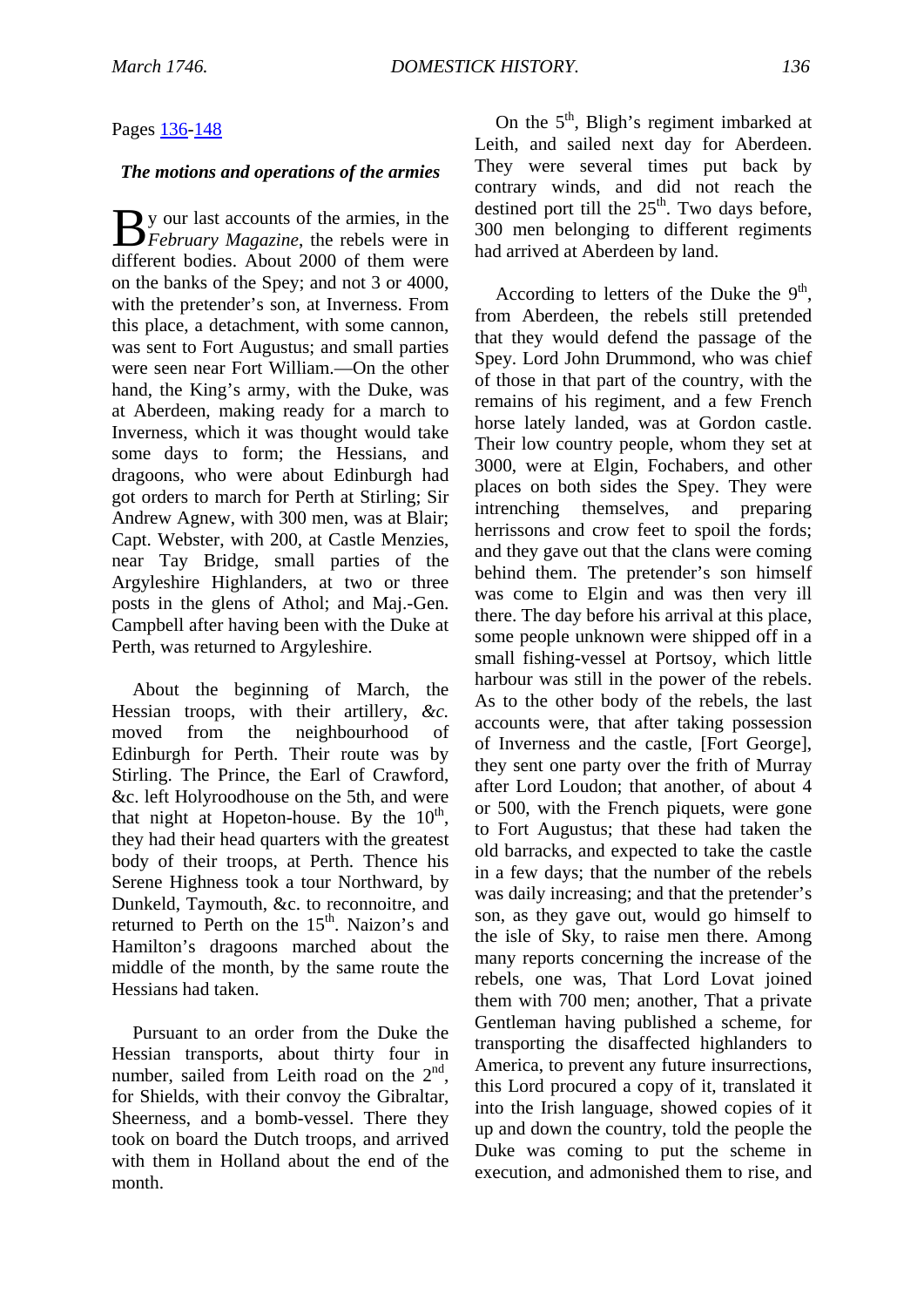Pages 136-148

### *The motions and operations of the armies*

By our last accounts of the armies, in the *February Magazine*, the rebels were in different bodies. About 2000 of them were on the banks of the Spey; and not 3 or 4000, with the pretender's son, at Inverness. From this place, a detachment, with some cannon, was sent to Fort Augustus; and small parties were seen near Fort William.—On the other hand, the King's army, with the Duke, was at Aberdeen, making ready for a march to Inverness, which it was thought would take some days to form; the Hessians, and dragoons, who were about Edinburgh had got orders to march for Perth at Stirling; Sir Andrew Agnew, with 300 men, was at Blair; Capt. Webster, with 200, at Castle Menzies, near Tay Bridge, small parties of the Argyleshire Highlanders, at two or three posts in the glens of Athol; and Maj.-Gen. Campbell after having been with the Duke at Perth, was returned to Argyleshire.

About the beginning of March, the Hessian troops, with their artillery, *&c.* moved from the neighbourhood of Edinburgh for Perth. Their route was by Stirling. The Prince, the Earl of Crawford, &c. left Holyroodhouse on the 5th, and were that night at Hopeton-house. By the 10th, they had their head quarters with the greatest body of their troops, at Perth. Thence his Serene Highness took a tour Northward, by Dunkeld, Taymouth, &c. to reconnoitre, and returned to Perth on the 15th. Naizon's and Hamilton's dragoons marched about the middle of the month, by the same route the Hessians had taken.

Pursuant to an order from the Duke the Hessian transports, about thirty four in number, sailed from Leith road on the 2nd, for Shields, with their convoy the Gibraltar, Sheerness, and a bomb-vessel. There they took on board the Dutch troops, and arrived with them in Holland about the end of the month.

On the 5th, Bligh's regiment imbarked at Leith, and sailed next day for Aberdeen. They were several times put back by contrary winds, and did not reach the destined port till the 25th. Two days before, 300 men belonging to different regiments had arrived at Aberdeen by land.

According to letters of the Duke the 9th, from Aberdeen, the rebels still pretended that they would defend the passage of the Spey. Lord John Drummond, who was chief of those in that part of the country, with the remains of his regiment, and a few French horse lately landed, was at Gordon castle. Their low country people, whom they set at 3000, were at Elgin, Fochabers, and other places on both sides the Spey. They were intrenching themselves, and preparing herrissons and crow feet to spoil the fords; and they gave out that the clans were coming behind them. The pretender's son himself was come to Elgin and was then very ill there. The day before his arrival at this place, some people unknown were shipped off in a small fishing-vessel at Portsoy, which little harbour was still in the power of the rebels. As to the other body of the rebels, the last accounts were, that after taking possession of Inverness and the castle, [Fort George], they sent one party over the frith of Murray after Lord Loudon; that another, of about 4 or 500, with the French piquets, were gone to Fort Augustus; that these had taken the old barracks, and expected to take the castle in a few days; that the number of the rebels was daily increasing; and that the pretender's son, as they gave out, would go himself to the isle of Sky, to raise men there. Among many reports concerning the increase of the rebels, one was, That Lord Lovat joined them with 700 men; another, That a private Gentleman having published a scheme, for transporting the disaffected highlanders to America, to prevent any future insurrections, this Lord procured a copy of it, translated it into the Irish language, showed copies of it up and down the country, told the people the Duke was coming to put the scheme in execution, and admonished them to rise, and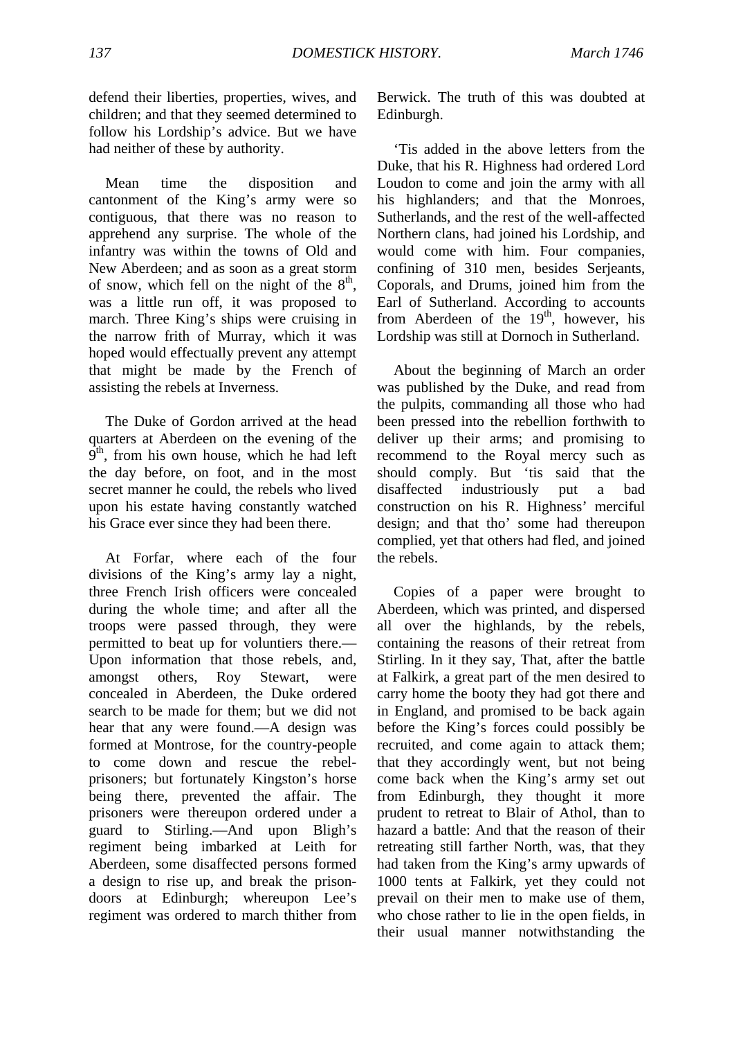defend their liberties, properties, wives, and children; and that they seemed determined to follow his Lordship's advice. But we have had neither of these by authority.

Mean time the disposition and cantonment of the King's army were so contiguous, that there was no reason to apprehend any surprise. The whole of the infantry was within the towns of Old and New Aberdeen; and as soon as a great storm of snow, which fell on the night of the 8th, was a little run off, it was proposed to march. Three King's ships were cruising in the narrow frith of Murray, which it was hoped would effectually prevent any attempt that might be made by the French of assisting the rebels at Inverness.

The Duke of Gordon arrived at the head quarters at Aberdeen on the evening of the 9th, from his own house, which he had left the day before, on foot, and in the most secret manner he could, the rebels who lived upon his estate having constantly watched his Grace ever since they had been there.

At Forfar, where each of the four divisions of the King's army lay a night, three French Irish officers were concealed during the whole time; and after all the troops were passed through, they were permitted to beat up for voluntiers there.—Upon information that those rebels, and, amongst others, Roy Stewart, were concealed in Aberdeen, the Duke ordered search to be made for them; but we did not hear that any were found.—A design was formed at Montrose, for the country-people to come down and rescue the rebel-prisoners; but fortunately Kingston's horse being there, prevented the affair. The prisoners were thereupon ordered under a guard to Stirling.—And upon Bligh's regiment being imbarked at Leith for Aberdeen, some disaffected persons formed a design to rise up, and break the prison-doors at Edinburgh; whereupon Lee's regiment was ordered to march thither from Berwick. The truth of this was doubted at Edinburgh.

'Tis added in the above letters from the Duke, that his R. Highness had ordered Lord Loudon to come and join the army with all his highlanders; and that the Monroes, Sutherlands, and the rest of the well-affected Northern clans, had joined his Lordship, and would come with him. Four companies, confining of 310 men, besides Serjeants, Coporals, and Drums, joined him from the Earl of Sutherland. According to accounts from Aberdeen of the 19th, however, his Lordship was still at Dornoch in Sutherland.

About the beginning of March an order was published by the Duke, and read from the pulpits, commanding all those who had been pressed into the rebellion forthwith to deliver up their arms; and promising to recommend to the Royal mercy such as should comply. But 'tis said that the disaffected industriously put a bad construction on his R. Highness' merciful design; and that tho' some had thereupon complied, yet that others had fled, and joined the rebels.

Copies of a paper were brought to Aberdeen, which was printed, and dispersed all over the highlands, by the rebels, containing the reasons of their retreat from Stirling. In it they say, That, after the battle at Falkirk, a great part of the men desired to carry home the booty they had got there and in England, and promised to be back again before the King's forces could possibly be recruited, and come again to attack them; that they accordingly went, but not being come back when the King's army set out from Edinburgh, they thought it more prudent to retreat to Blair of Athol, than to hazard a battle: And that the reason of their retreating still farther North, was, that they had taken from the King's army upwards of 1000 tents at Falkirk, yet they could not prevail on their men to make use of them, who chose rather to lie in the open fields, in their usual manner notwithstanding the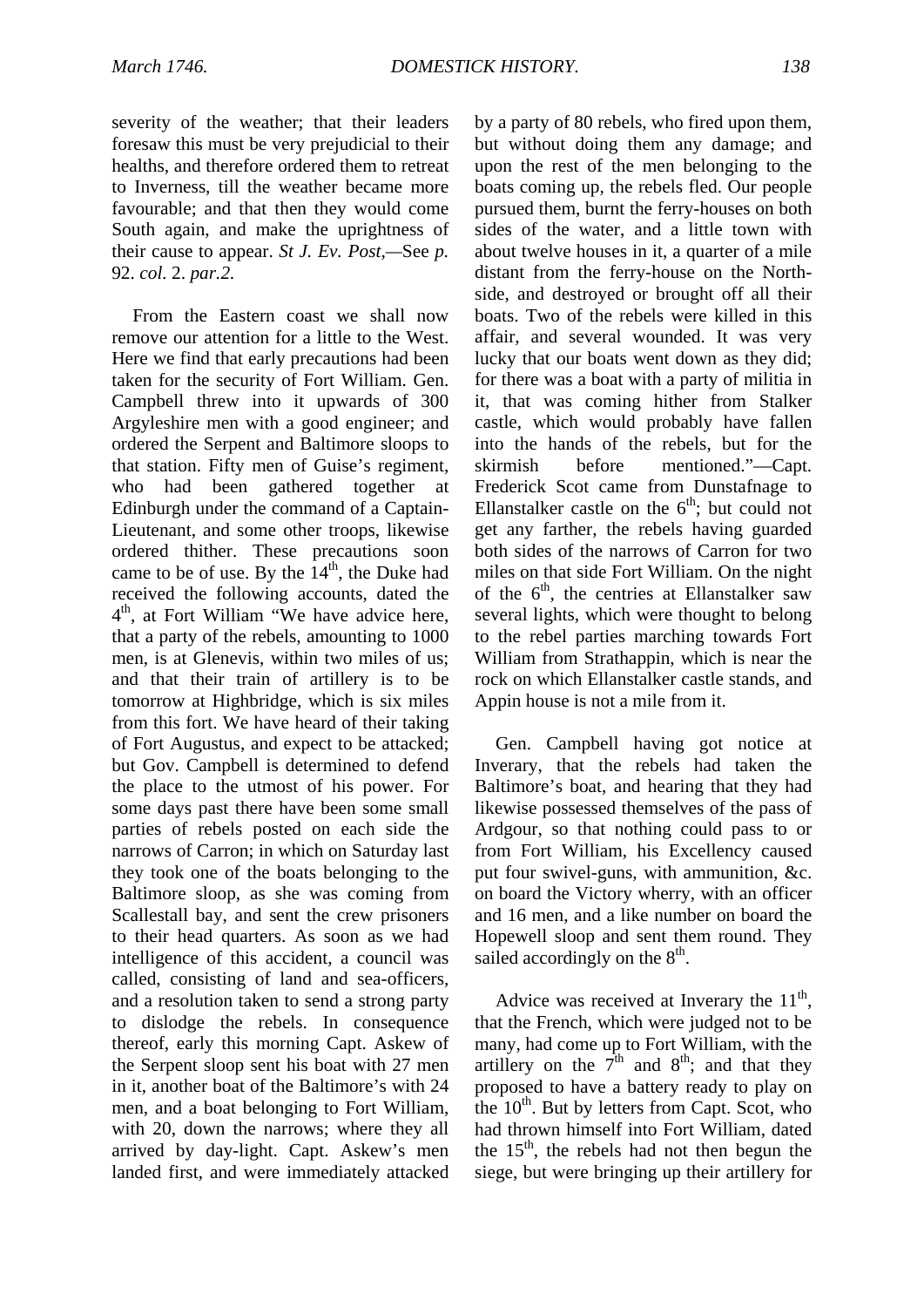severity of the weather; that their leaders foresaw this must be very prejudicial to their healths, and therefore ordered them to retreat to Inverness, till the weather became more favourable; and that then they would come South again, and make the uprightness of their cause to appear. *St J. Ev. Post,*—See *p.* 92. *col.* 2. *par.2.*

From the Eastern coast we shall now remove our attention for a little to the West. Here we find that early precautions had been taken for the security of Fort William. Gen. Campbell threw into it upwards of 300 Argyleshire men with a good engineer; and ordered the Serpent and Baltimore sloops to that station. Fifty men of Guise's regiment, who had been gathered together at Edinburgh under the command of a Captain-Lieutenant, and some other troops, likewise ordered thither. These precautions soon came to be of use. By the 14th, the Duke had received the following accounts, dated the 4th, at Fort William "We have advice here, that a party of the rebels, amounting to 1000 men, is at Glenevis, within two miles of us; and that their train of artillery is to be tomorrow at Highbridge, which is six miles from this fort. We have heard of their taking of Fort Augustus, and expect to be attacked; but Gov. Campbell is determined to defend the place to the utmost of his power. For some days past there have been some small parties of rebels posted on each side the narrows of Carron; in which on Saturday last they took one of the boats belonging to the Baltimore sloop, as she was coming from Scallestall bay, and sent the crew prisoners to their head quarters. As soon as we had intelligence of this accident, a council was called, consisting of land and sea-officers, and a resolution taken to send a strong party to dislodge the rebels. In consequence thereof, early this morning Capt. Askew of the Serpent sloop sent his boat with 27 men in it, another boat of the Baltimore's with 24 men, and a boat belonging to Fort William, with 20, down the narrows; where they all arrived by day-light. Capt. Askew's men landed first, and were immediately attacked by a party of 80 rebels, who fired upon them, but without doing them any damage; and upon the rest of the men belonging to the boats coming up, the rebels fled. Our people pursued them, burnt the ferry-houses on both sides of the water, and a little town with about twelve houses in it, a quarter of a mile distant from the ferry-house on the North-side, and destroyed or brought off all their boats. Two of the rebels were killed in this affair, and several wounded. It was very lucky that our boats went down as they did; for there was a boat with a party of militia in it, that was coming hither from Stalker castle, which would probably have fallen into the hands of the rebels, but for the skirmish before mentioned."—Capt. Frederick Scot came from Dunstafnage to Ellanstalker castle on the 6th; but could not get any farther, the rebels having guarded both sides of the narrows of Carron for two miles on that side Fort William. On the night of the 6th, the centries at Ellanstalker saw several lights, which were thought to belong to the rebel parties marching towards Fort William from Strathappin, which is near the rock on which Ellanstalker castle stands, and Appin house is not a mile from it.

Gen. Campbell having got notice at Inverary, that the rebels had taken the Baltimore's boat, and hearing that they had likewise possessed themselves of the pass of Ardgour, so that nothing could pass to or from Fort William, his Excellency caused put four swivel-guns, with ammunition, &c. on board the Victory wherry, with an officer and 16 men, and a like number on board the Hopewell sloop and sent them round. They sailed accordingly on the 8th.

Advice was received at Inverary the 11th, that the French, which were judged not to be many, had come up to Fort William, with the artillery on the 7th and 8th; and that they proposed to have a battery ready to play on the 10th. But by letters from Capt. Scot, who had thrown himself into Fort William, dated the 15th, the rebels had not then begun the siege, but were bringing up their artillery for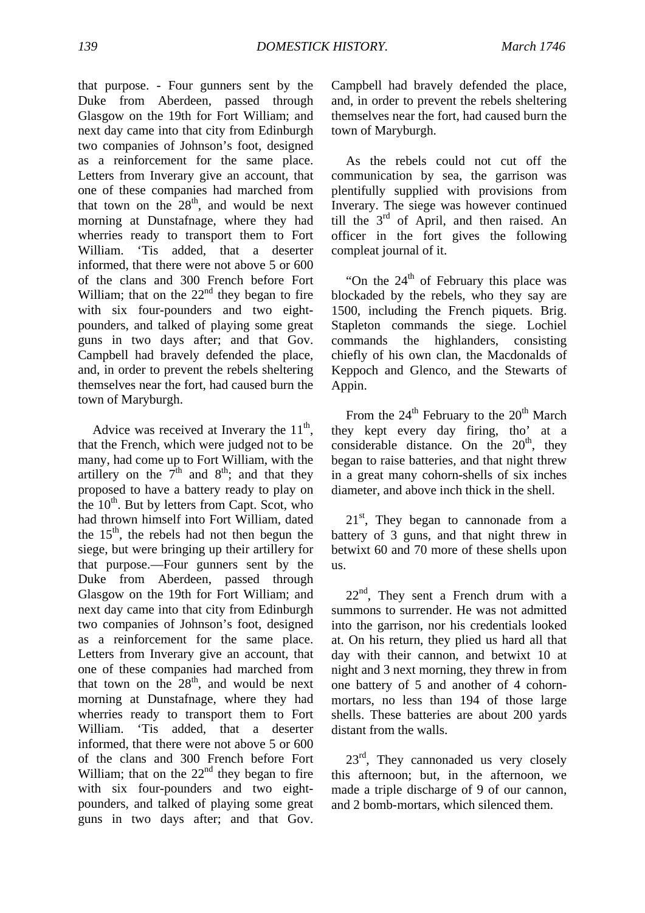that purpose. - Four gunners sent by the Duke from Aberdeen, passed through Glasgow on the 19th for Fort William; and next day came into that city from Edinburgh two companies of Johnson's foot, designed as a reinforcement for the same place. Letters from Inverary give an account, that one of these companies had marched from that town on the 28th, and would be next morning at Dunstafnage, where they had wherries ready to transport them to Fort William. 'Tis added, that a deserter informed, that there were not above 5 or 600 of the clans and 300 French before Fort William; that on the 22nd they began to fire with six four-pounders and two eight-pounders, and talked of playing some great guns in two days after; and that Gov. Campbell had bravely defended the place, and, in order to prevent the rebels sheltering themselves near the fort, had caused burn the town of Maryburgh.

Advice was received at Inverary the 11th, that the French, which were judged not to be many, had come up to Fort William, with the artillery on the 7th and 8th; and that they proposed to have a battery ready to play on the 10th. But by letters from Capt. Scot, who had thrown himself into Fort William, dated the 15th, the rebels had not then begun the siege, but were bringing up their artillery for that purpose.—Four gunners sent by the Duke from Aberdeen, passed through Glasgow on the 19th for Fort William; and next day came into that city from Edinburgh two companies of Johnson's foot, designed as a reinforcement for the same place. Letters from Inverary give an account, that one of these companies had marched from that town on the 28th, and would be next morning at Dunstafnage, where they had wherries ready to transport them to Fort William. 'Tis added, that a deserter informed, that there were not above 5 or 600 of the clans and 300 French before Fort William; that on the 22nd they began to fire with six four-pounders and two eight-pounders, and talked of playing some great guns in two days after; and that Gov. Campbell had bravely defended the place, and, in order to prevent the rebels sheltering themselves near the fort, had caused burn the town of Maryburgh.

As the rebels could not cut off the communication by sea, the garrison was plentifully supplied with provisions from Inverary. The siege was however continued till the 3rd of April, and then raised. An officer in the fort gives the following compleat journal of it.

"On the 24th of February this place was blockaded by the rebels, who they say are 1500, including the French piquets. Brig. Stapleton commands the siege. Lochiel commands the highlanders, consisting chiefly of his own clan, the Macdonalds of Keppoch and Glenco, and the Stewarts of Appin.

From the 24th February to the 20th March they kept every day firing, tho' at a considerable distance. On the 20th, they began to raise batteries, and that night threw in a great many cohorn-shells of six inches diameter, and above inch thick in the shell.

21st, They began to cannonade from a battery of 3 guns, and that night threw in betwixt 60 and 70 more of these shells upon us.

22nd, They sent a French drum with a summons to surrender. He was not admitted into the garrison, nor his credentials looked at. On his return, they plied us hard all that day with their cannon, and betwixt 10 at night and 3 next morning, they threw in from one battery of 5 and another of 4 cohorn-mortars, no less than 194 of those large shells. These batteries are about 200 yards distant from the walls.

23rd, They cannonaded us very closely this afternoon; but, in the afternoon, we made a triple discharge of 9 of our cannon, and 2 bomb-mortars, which silenced them.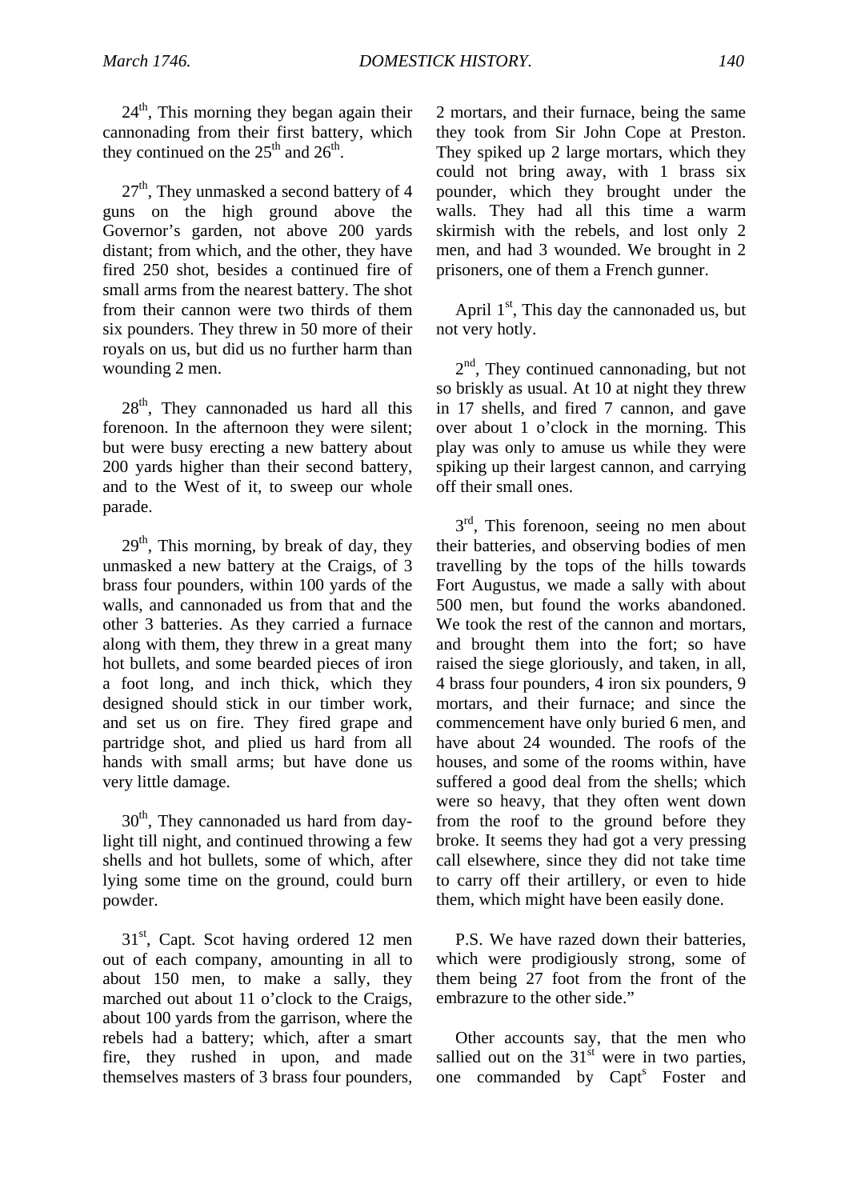24th, This morning they began again their cannonading from their first battery, which they continued on the 25th and 26th.

27th, They unmasked a second battery of 4 guns on the high ground above the Governor's garden, not above 200 yards distant; from which, and the other, they have fired 250 shot, besides a continued fire of small arms from the nearest battery. The shot from their cannon were two thirds of them six pounders. They threw in 50 more of their royals on us, but did us no further harm than wounding 2 men.

28th, They cannonaded us hard all this forenoon. In the afternoon they were silent; but were busy erecting a new battery about 200 yards higher than their second battery, and to the West of it, to sweep our whole parade.

29th, This morning, by break of day, they unmasked a new battery at the Craigs, of 3 brass four pounders, within 100 yards of the walls, and cannonaded us from that and the other 3 batteries. As they carried a furnace along with them, they threw in a great many hot bullets, and some bearded pieces of iron a foot long, and inch thick, which they designed should stick in our timber work, and set us on fire. They fired grape and partridge shot, and plied us hard from all hands with small arms; but have done us very little damage.

30th, They cannonaded us hard from day-light till night, and continued throwing a few shells and hot bullets, some of which, after lying some time on the ground, could burn powder.

31st, Capt. Scot having ordered 12 men out of each company, amounting in all to about 150 men, to make a sally, they marched out about 11 o'clock to the Craigs, about 100 yards from the garrison, where the rebels had a battery; which, after a smart fire, they rushed in upon, and made themselves masters of 3 brass four pounders, 2 mortars, and their furnace, being the same they took from Sir John Cope at Preston. They spiked up 2 large mortars, which they could not bring away, with 1 brass six pounder, which they brought under the walls. They had all this time a warm skirmish with the rebels, and lost only 2 men, and had 3 wounded. We brought in 2 prisoners, one of them a French gunner.

April 1st, This day the cannonaded us, but not very hotly.

2nd, They continued cannonading, but not so briskly as usual. At 10 at night they threw in 17 shells, and fired 7 cannon, and gave over about 1 o'clock in the morning. This play was only to amuse us while they were spiking up their largest cannon, and carrying off their small ones.

3rd, This forenoon, seeing no men about their batteries, and observing bodies of men travelling by the tops of the hills towards Fort Augustus, we made a sally with about 500 men, but found the works abandoned. We took the rest of the cannon and mortars, and brought them into the fort; so have raised the siege gloriously, and taken, in all, 4 brass four pounders, 4 iron six pounders, 9 mortars, and their furnace; and since the commencement have only buried 6 men, and have about 24 wounded. The roofs of the houses, and some of the rooms within, have suffered a good deal from the shells; which were so heavy, that they often went down from the roof to the ground before they broke. It seems they had got a very pressing call elsewhere, since they did not take time to carry off their artillery, or even to hide them, which might have been easily done.

P.S. We have razed down their batteries, which were prodigiously strong, some of them being 27 foot from the front of the embrazure to the other side."

Other accounts say, that the men who sallied out on the 31st were in two parties, one commanded by Capts Foster and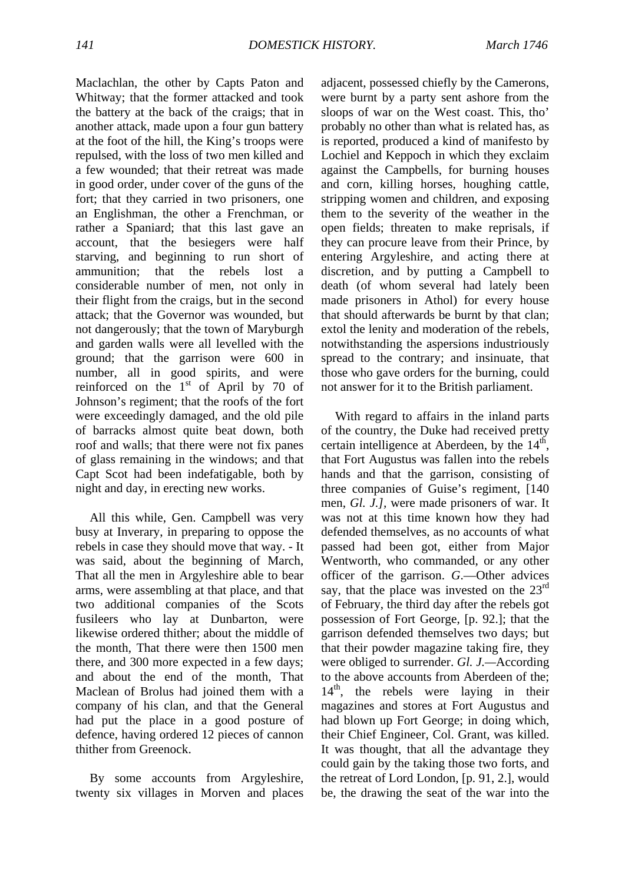Maclachlan, the other by Capts Paton and Whitway; that the former attacked and took the battery at the back of the craigs; that in another attack, made upon a four gun battery at the foot of the hill, the King's troops were repulsed, with the loss of two men killed and a few wounded; that their retreat was made in good order, under cover of the guns of the fort; that they carried in two prisoners, one an Englishman, the other a Frenchman, or rather a Spaniard; that this last gave an account, that the besiegers were half starving, and beginning to run short of ammunition; that the rebels lost a considerable number of men, not only in their flight from the craigs, but in the second attack; that the Governor was wounded, but not dangerously; that the town of Maryburgh and garden walls were all levelled with the ground; that the garrison were 600 in number, all in good spirits, and were reinforced on the 1st of April by 70 of Johnson's regiment; that the roofs of the fort were exceedingly damaged, and the old pile of barracks almost quite beat down, both roof and walls; that there were not fix panes of glass remaining in the windows; and that Capt Scot had been indefatigable, both by night and day, in erecting new works.

All this while, Gen. Campbell was very busy at Inverary, in preparing to oppose the rebels in case they should move that way. - It was said, about the beginning of March, That all the men in Argyleshire able to bear arms, were assembling at that place, and that two additional companies of the Scots fusileers who lay at Dunbarton, were likewise ordered thither; about the middle of the month, That there were then 1500 men there, and 300 more expected in a few days; and about the end of the month, That Maclean of Brolus had joined them with a company of his clan, and that the General had put the place in a good posture of defence, having ordered 12 pieces of cannon thither from Greenock.

By some accounts from Argyleshire, twenty six villages in Morven and places adjacent, possessed chiefly by the Camerons, were burnt by a party sent ashore from the sloops of war on the West coast. This, tho' probably no other than what is related has, as is reported, produced a kind of manifesto by Lochiel and Keppoch in which they exclaim against the Campbells, for burning houses and corn, killing horses, houghing cattle, stripping women and children, and exposing them to the severity of the weather in the open fields; threaten to make reprisals, if they can procure leave from their Prince, by entering Argyleshire, and acting there at discretion, and by putting a Campbell to death (of whom several had lately been made prisoners in Athol) for every house that should afterwards be burnt by that clan; extol the lenity and moderation of the rebels, notwithstanding the aspersions industriously spread to the contrary; and insinuate, that those who gave orders for the burning, could not answer for it to the British parliament.

With regard to affairs in the inland parts of the country, the Duke had received pretty certain intelligence at Aberdeen, by the 14th, that Fort Augustus was fallen into the rebels hands and that the garrison, consisting of three companies of Guise's regiment, [140 men, *Gl. J.],* were made prisoners of war. It was not at this time known how they had defended themselves, as no accounts of what passed had been got, either from Major Wentworth, who commanded, or any other officer of the garrison. *G*.—Other advices say, that the place was invested on the 23rd of February, the third day after the rebels got possession of Fort George, [p. 92.]; that the garrison defended themselves two days; but that their powder magazine taking fire, they were obliged to surrender. *Gl. J*.—According to the above accounts from Aberdeen of the; 14th, the rebels were laying in their magazines and stores at Fort Augustus and had blown up Fort George; in doing which, their Chief Engineer, Col. Grant, was killed. It was thought, that all the advantage they could gain by the taking those two forts, and the retreat of Lord London, [p. 91, 2.], would be, the drawing the seat of the war into the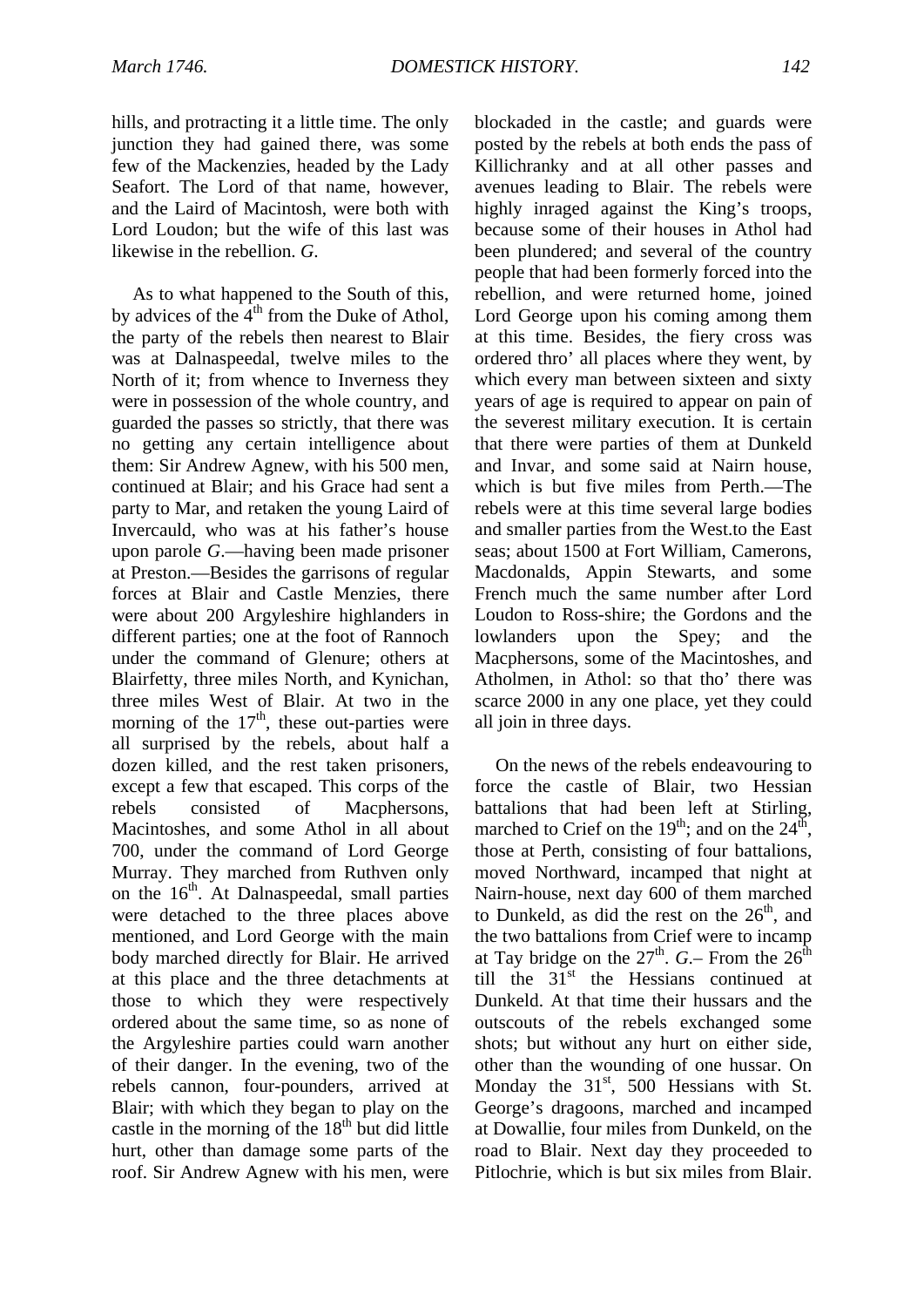hills, and protracting it a little time. The only junction they had gained there, was some few of the Mackenzies, headed by the Lady Seafort. The Lord of that name, however, and the Laird of Macintosh, were both with Lord Loudon; but the wife of this last was likewise in the rebellion. *G*.

As to what happened to the South of this, by advices of the 4th from the Duke of Athol, the party of the rebels then nearest to Blair was at Dalnaspeedal, twelve miles to the North of it; from whence to Inverness they were in possession of the whole country, and guarded the passes so strictly, that there was no getting any certain intelligence about them: Sir Andrew Agnew, with his 500 men, continued at Blair; and his Grace had sent a party to Mar, and retaken the young Laird of Invercauld, who was at his father's house upon parole *G*.—having been made prisoner at Preston.—Besides the garrisons of regular forces at Blair and Castle Menzies, there were about 200 Argyleshire highlanders in different parties; one at the foot of Rannoch under the command of Glenure; others at Blairfetty, three miles North, and Kynichan, three miles West of Blair. At two in the morning of the 17th, these out-parties were all surprised by the rebels, about half a dozen killed, and the rest taken prisoners, except a few that escaped. This corps of the rebels consisted of Macphersons, Macintoshes, and some Athol in all about 700, under the command of Lord George Murray. They marched from Ruthven only on the 16th. At Dalnaspeedal, small parties were detached to the three places above mentioned, and Lord George with the main body marched directly for Blair. He arrived at this place and the three detachments at those to which they were respectively ordered about the same time, so as none of the Argyleshire parties could warn another of their danger. In the evening, two of the rebels cannon, four-pounders, arrived at Blair; with which they began to play on the castle in the morning of the 18th but did little hurt, other than damage some parts of the roof. Sir Andrew Agnew with his men, were blockaded in the castle; and guards were posted by the rebels at both ends the pass of Killichranky and at all other passes and avenues leading to Blair. The rebels were highly inraged against the King's troops, because some of their houses in Athol had been plundered; and several of the country people that had been formerly forced into the rebellion, and were returned home, joined Lord George upon his coming among them at this time. Besides, the fiery cross was ordered thro' all places where they went, by which every man between sixteen and sixty years of age is required to appear on pain of the severest military execution. It is certain that there were parties of them at Dunkeld and Invar, and some said at Nairn house, which is but five miles from Perth.—The rebels were at this time several large bodies and smaller parties from the West.to the East seas; about 1500 at Fort William, Camerons, Macdonalds, Appin Stewarts, and some French much the same number after Lord Loudon to Ross-shire; the Gordons and the lowlanders upon the Spey; and the Macphersons, some of the Macintoshes, and Atholmen, in Athol: so that tho' there was scarce 2000 in any one place, yet they could all join in three days.

On the news of the rebels endeavouring to force the castle of Blair, two Hessian battalions that had been left at Stirling, marched to Crief on the 19th; and on the 24th, those at Perth, consisting of four battalions, moved Northward, incamped that night at Nairn-house, next day 600 of them marched to Dunkeld, as did the rest on the 26th, and the two battalions from Crief were to incamp at Tay bridge on the 27th. *G*.– From the 26th till the 31st the Hessians continued at Dunkeld. At that time their hussars and the outscouts of the rebels exchanged some shots; but without any hurt on either side, other than the wounding of one hussar. On Monday the 31st, 500 Hessians with St. George's dragoons, marched and incamped at Dowallie, four miles from Dunkeld, on the road to Blair. Next day they proceeded to Pitlochrie, which is but six miles from Blair.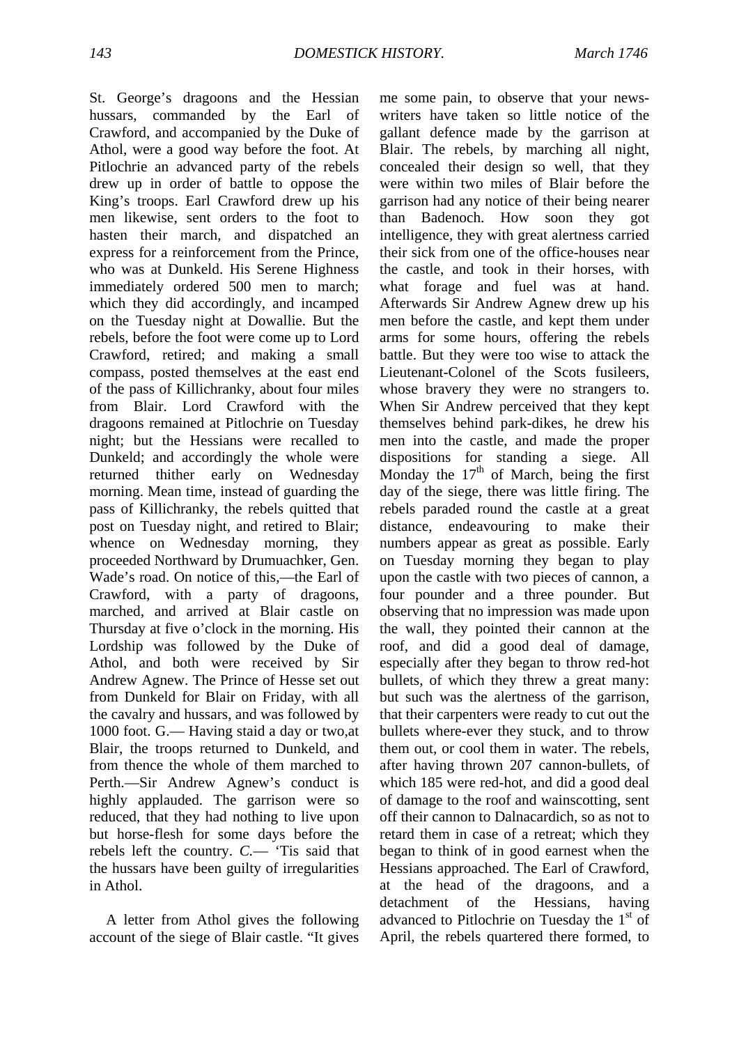St. George's dragoons and the Hessian hussars, commanded by the Earl of Crawford, and accompanied by the Duke of Athol, were a good way before the foot. At Pitlochrie an advanced party of the rebels drew up in order of battle to oppose the King's troops. Earl Crawford drew up his men likewise, sent orders to the foot to hasten their march, and dispatched an express for a reinforcement from the Prince, who was at Dunkeld. His Serene Highness immediately ordered 500 men to march; which they did accordingly, and incamped on the Tuesday night at Dowallie. But the rebels, before the foot were come up to Lord Crawford, retired; and making a small compass, posted themselves at the east end of the pass of Killichranky, about four miles from Blair. Lord Crawford with the dragoons remained at Pitlochrie on Tuesday night; but the Hessians were recalled to Dunkeld; and accordingly the whole were returned thither early on Wednesday morning. Mean time, instead of guarding the pass of Killichranky, the rebels quitted that post on Tuesday night, and retired to Blair; whence on Wednesday morning, they proceeded Northward by Drumuachker, Gen. Wade's road. On notice of this,—the Earl of Crawford, with a party of dragoons, marched, and arrived at Blair castle on Thursday at five o'clock in the morning. His Lordship was followed by the Duke of Athol, and both were received by Sir Andrew Agnew. The Prince of Hesse set out from Dunkeld for Blair on Friday, with all the cavalry and hussars, and was followed by 1000 foot. G.— Having staid a day or two,at Blair, the troops returned to Dunkeld, and from thence the whole of them marched to Perth.—Sir Andrew Agnew's conduct is highly applauded. The garrison were so reduced, that they had nothing to live upon but horse-flesh for some days before the rebels left the country. *C.*— 'Tis said that the hussars have been guilty of irregularities in Athol.

A letter from Athol gives the following account of the siege of Blair castle. "It gives me some pain, to observe that your news-writers have taken so little notice of the gallant defence made by the garrison at Blair. The rebels, by marching all night, concealed their design so well, that they were within two miles of Blair before the garrison had any notice of their being nearer than Badenoch. How soon they got intelligence, they with great alertness carried their sick from one of the office-houses near the castle, and took in their horses, with what forage and fuel was at hand. Afterwards Sir Andrew Agnew drew up his men before the castle, and kept them under arms for some hours, offering the rebels battle. But they were too wise to attack the Lieutenant-Colonel of the Scots fusileers, whose bravery they were no strangers to. When Sir Andrew perceived that they kept themselves behind park-dikes, he drew his men into the castle, and made the proper dispositions for standing a siege. All Monday the 17th of March, being the first day of the siege, there was little firing. The rebels paraded round the castle at a great distance, endeavouring to make their numbers appear as great as possible. Early on Tuesday morning they began to play upon the castle with two pieces of cannon, a four pounder and a three pounder. But observing that no impression was made upon the wall, they pointed their cannon at the roof, and did a good deal of damage, especially after they began to throw red-hot bullets, of which they threw a great many: but such was the alertness of the garrison, that their carpenters were ready to cut out the bullets where-ever they stuck, and to throw them out, or cool them in water. The rebels, after having thrown 207 cannon-bullets, of which 185 were red-hot, and did a good deal of damage to the roof and wainscotting, sent off their cannon to Dalnacardich, so as not to retard them in case of a retreat; which they began to think of in good earnest when the Hessians approached. The Earl of Crawford, at the head of the dragoons, and a detachment of the Hessians, having advanced to Pitlochrie on Tuesday the 1st of April, the rebels quartered there formed, to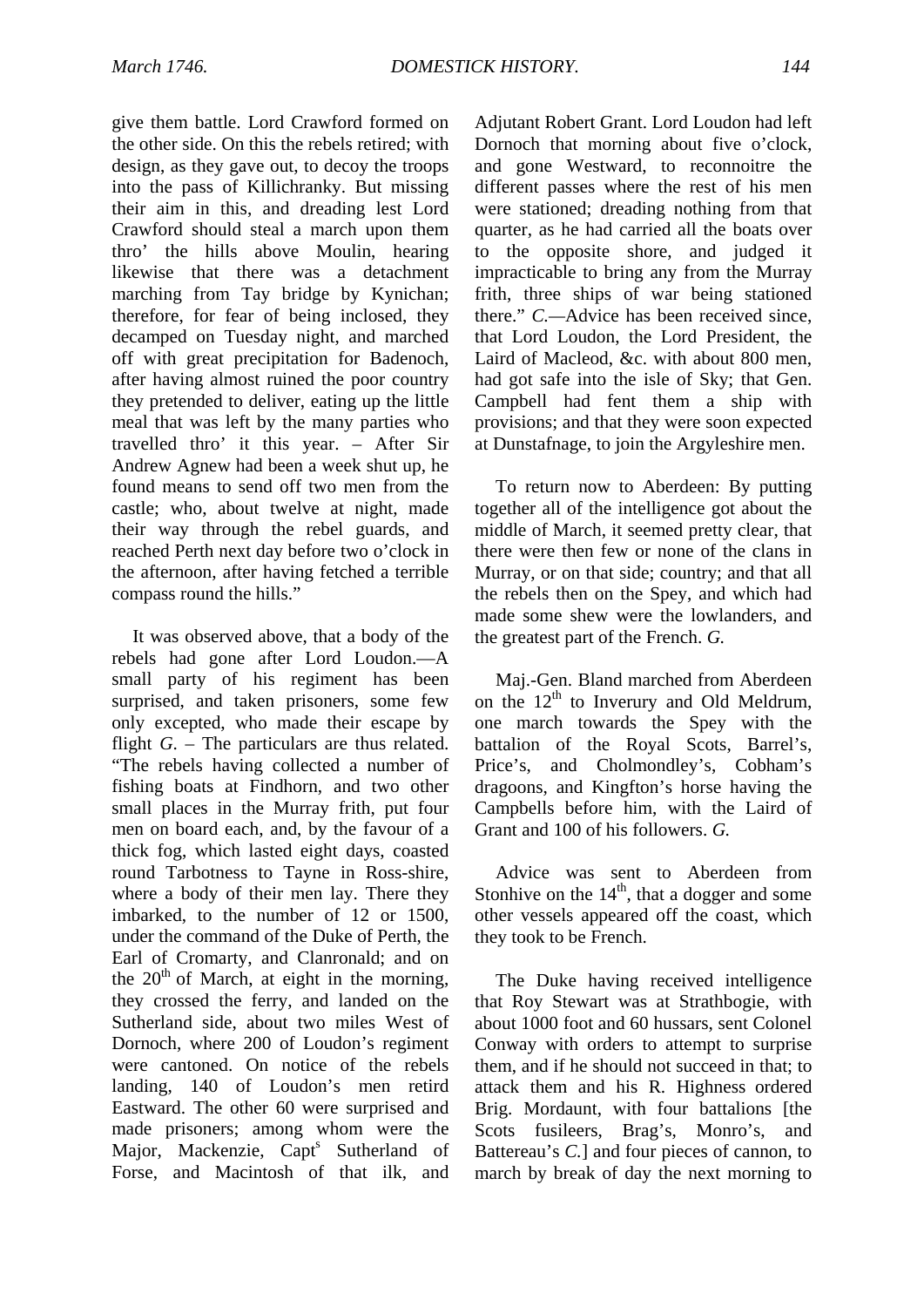give them battle. Lord Crawford formed on the other side. On this the rebels retired; with design, as they gave out, to decoy the troops into the pass of Killichranky. But missing their aim in this, and dreading lest Lord Crawford should steal a march upon them thro' the hills above Moulin, hearing likewise that there was a detachment marching from Tay bridge by Kynichan; therefore, for fear of being inclosed, they decamped on Tuesday night, and marched off with great precipitation for Badenoch, after having almost ruined the poor country they pretended to deliver, eating up the little meal that was left by the many parties who travelled thro' it this year. – After Sir Andrew Agnew had been a week shut up, he found means to send off two men from the castle; who, about twelve at night, made their way through the rebel guards, and reached Perth next day before two o'clock in the afternoon, after having fetched a terrible compass round the hills."

It was observed above, that a body of the rebels had gone after Lord Loudon.—A small party of his regiment has been surprised, and taken prisoners, some few only excepted, who made their escape by flight *G.* – The particulars are thus related. "The rebels having collected a number of fishing boats at Findhorn, and two other small places in the Murray frith, put four men on board each, and, by the favour of a thick fog, which lasted eight days, coasted round Tarbotness to Tayne in Ross-shire, where a body of their men lay. There they imbarked, to the number of 12 or 1500, under the command of the Duke of Perth, the Earl of Cromarty, and Clanronald; and on the 20th of March, at eight in the morning, they crossed the ferry, and landed on the Sutherland side, about two miles West of Dornoch, where 200 of Loudon's regiment were cantoned. On notice of the rebels landing, 140 of Loudon's men retird Eastward. The other 60 were surprised and made prisoners; among whom were the Major, Mackenzie, Capts Sutherland of Forse, and Macintosh of that ilk, and Adjutant Robert Grant. Lord Loudon had left Dornoch that morning about five o'clock, and gone Westward, to reconnoitre the different passes where the rest of his men were stationed; dreading nothing from that quarter, as he had carried all the boats over to the opposite shore, and judged it impracticable to bring any from the Murray frith, three ships of war being stationed there." *C.*—Advice has been received since, that Lord Loudon, the Lord President, the Laird of Macleod, &c. with about 800 men, had got safe into the isle of Sky; that Gen. Campbell had fent them a ship with provisions; and that they were soon expected at Dunstafnage, to join the Argyleshire men.

To return now to Aberdeen: By putting together all of the intelligence got about the middle of March, it seemed pretty clear, that there were then few or none of the clans in Murray, or on that side; country; and that all the rebels then on the Spey, and which had made some shew were the lowlanders, and the greatest part of the French. *G.*

Maj.-Gen. Bland marched from Aberdeen on the 12th to Inverury and Old Meldrum, one march towards the Spey with the battalion of the Royal Scots, Barrel's, Price's, and Cholmondley's, Cobham's dragoons, and Kingfton's horse having the Campbells before him, with the Laird of Grant and 100 of his followers. *G.*

Advice was sent to Aberdeen from Stonhive on the 14th, that a dogger and some other vessels appeared off the coast, which they took to be French.

The Duke having received intelligence that Roy Stewart was at Strathbogie, with about 1000 foot and 60 hussars, sent Colonel Conway with orders to attempt to surprise them, and if he should not succeed in that; to attack them and his R. Highness ordered Brig. Mordaunt, with four battalions [the Scots fusileers, Brag's, Monro's, and Battereau's *C.*] and four pieces of cannon, to march by break of day the next morning to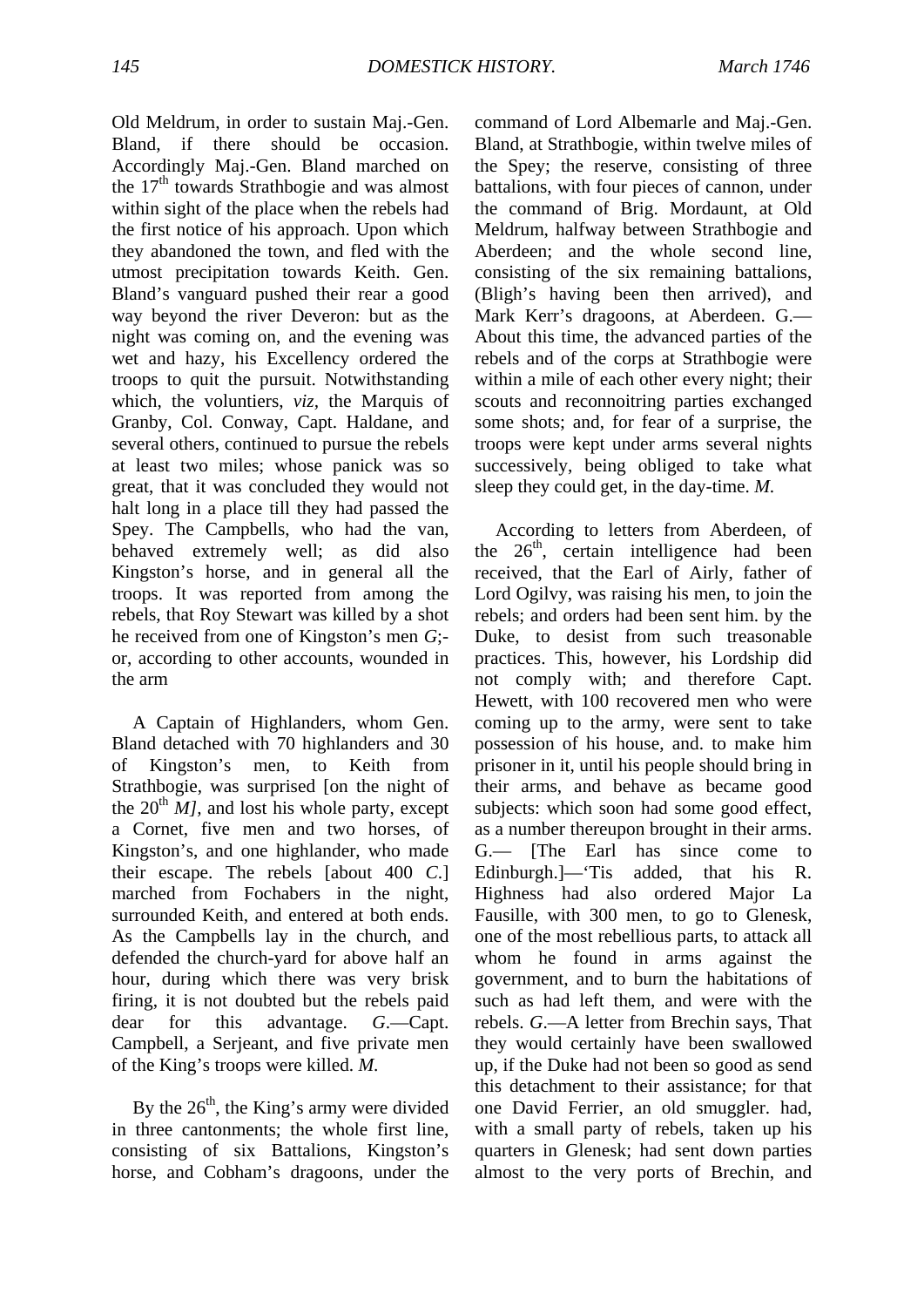Old Meldrum, in order to sustain Maj.-Gen. Bland, if there should be occasion. Accordingly Maj.-Gen. Bland marched on the 17th towards Strathbogie and was almost within sight of the place when the rebels had the first notice of his approach. Upon which they abandoned the town, and fled with the utmost precipitation towards Keith. Gen. Bland's vanguard pushed their rear a good way beyond the river Deveron: but as the night was coming on, and the evening was wet and hazy, his Excellency ordered the troops to quit the pursuit. Notwithstanding which, the voluntiers, *viz,* the Marquis of Granby, Col. Conway, Capt. Haldane, and several others, continued to pursue the rebels at least two miles; whose panick was so great, that it was concluded they would not halt long in a place till they had passed the Spey. The Campbells, who had the van, behaved extremely well; as did also Kingston's horse, and in general all the troops. It was reported from among the rebels, that Roy Stewart was killed by a shot he received from one of Kingston's men *G*;-or, according to other accounts, wounded in the arm

A Captain of Highlanders, whom Gen. Bland detached with 70 highlanders and 30 of Kingston's men, to Keith from Strathbogie, was surprised [on the night of the 20th *M],* and lost his whole party, except a Cornet, five men and two horses, of Kingston's, and one highlander, who made their escape. The rebels [about 400 *C*.] marched from Fochabers in the night, surrounded Keith, and entered at both ends. As the Campbells lay in the church, and defended the church-yard for above half an hour, during which there was very brisk firing, it is not doubted but the rebels paid dear for this advantage. *G*.—Capt. Campbell, a Serjeant, and five private men of the King's troops were killed. *M*.

By the 26th, the King's army were divided in three cantonments; the whole first line, consisting of six Battalions, Kingston's horse, and Cobham's dragoons, under the command of Lord Albemarle and Maj.-Gen. Bland, at Strathbogie, within twelve miles of the Spey; the reserve, consisting of three battalions, with four pieces of cannon, under the command of Brig. Mordaunt, at Old Meldrum, halfway between Strathbogie and Aberdeen; and the whole second line, consisting of the six remaining battalions, (Bligh's having been then arrived), and Mark Kerr's dragoons, at Aberdeen. G.—About this time, the advanced parties of the rebels and of the corps at Strathbogie were within a mile of each other every night; their scouts and reconnoitring parties exchanged some shots; and, for fear of a surprise, the troops were kept under arms several nights successively, being obliged to take what sleep they could get, in the day-time. *M*.

According to letters from Aberdeen, of the 26th, certain intelligence had been received, that the Earl of Airly, father of Lord Ogilvy, was raising his men, to join the rebels; and orders had been sent him. by the Duke, to desist from such treasonable practices. This, however, his Lordship did not comply with; and therefore Capt. Hewett, with 100 recovered men who were coming up to the army, were sent to take possession of his house, and. to make him prisoner in it, until his people should bring in their arms, and behave as became good subjects: which soon had some good effect, as a number thereupon brought in their arms. G.— [The Earl has since come to Edinburgh.]—'Tis added, that his R. Highness had also ordered Major La Fausille, with 300 men, to go to Glenesk, one of the most rebellious parts, to attack all whom he found in arms against the government, and to burn the habitations of such as had left them, and were with the rebels. *G*.—A letter from Brechin says, That they would certainly have been swallowed up, if the Duke had not been so good as send this detachment to their assistance; for that one David Ferrier, an old smuggler. had, with a small party of rebels, taken up his quarters in Glenesk; had sent down parties almost to the very ports of Brechin, and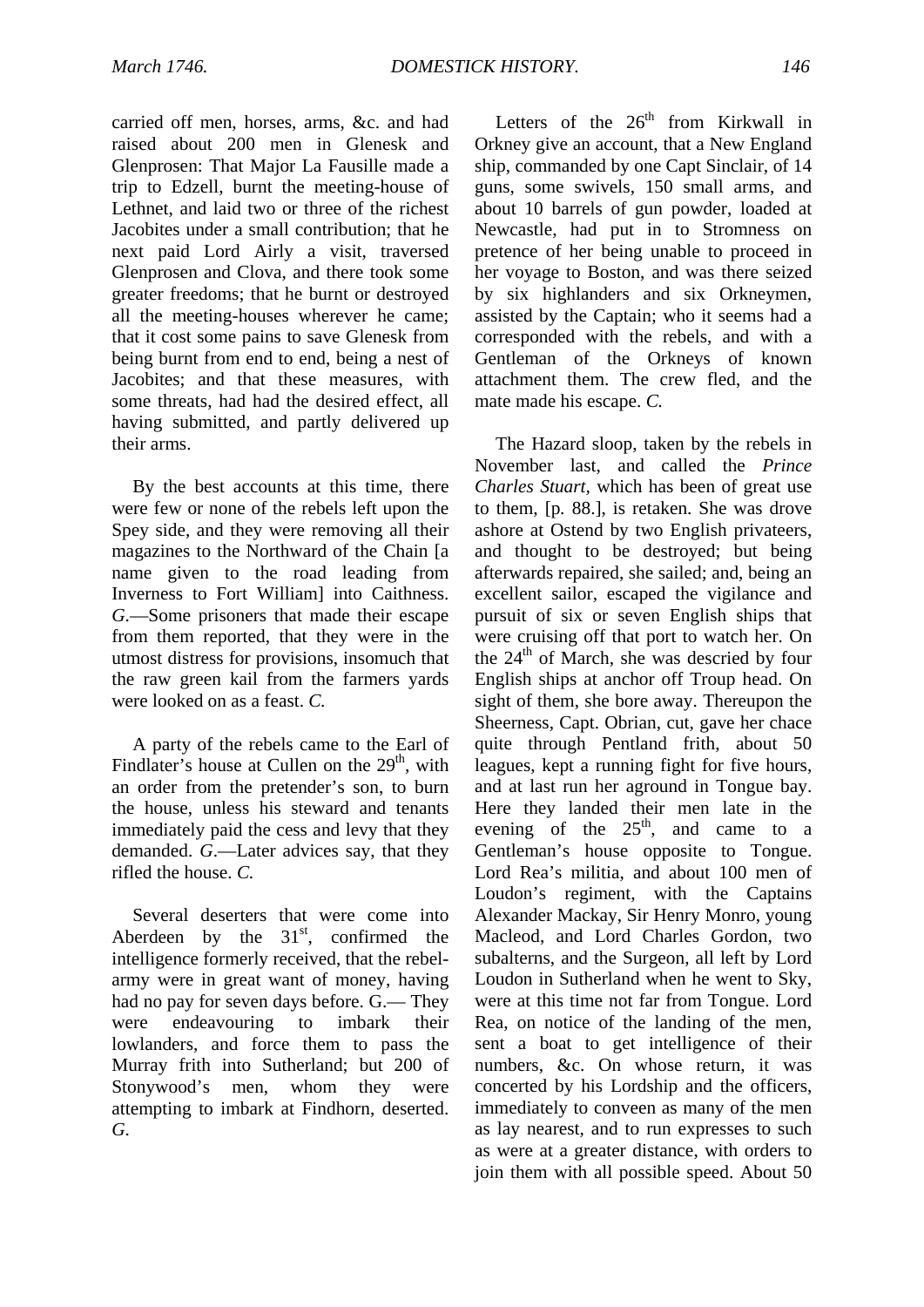carried off men, horses, arms, &c. and had raised about 200 men in Glenesk and Glenprosen: That Major La Fausille made a trip to Edzell, burnt the meeting-house of Lethnet, and laid two or three of the richest Jacobites under a small contribution; that he next paid Lord Airly a visit, traversed Glenprosen and Clova, and there took some greater freedoms; that he burnt or destroyed all the meeting-houses wherever he came; that it cost some pains to save Glenesk from being burnt from end to end, being a nest of Jacobites; and that these measures, with some threats, had had the desired effect, all having submitted, and partly delivered up their arms.

By the best accounts at this time, there were few or none of the rebels left upon the Spey side, and they were removing all their magazines to the Northward of the Chain [a name given to the road leading from Inverness to Fort William] into Caithness. *G*.—Some prisoners that made their escape from them reported, that they were in the utmost distress for provisions, insomuch that the raw green kail from the farmers yards were looked on as a feast. *C.*

A party of the rebels came to the Earl of Findlater's house at Cullen on the 29th, with an order from the pretender's son, to burn the house, unless his steward and tenants immediately paid the cess and levy that they demanded. *G*.—Later advices say, that they rifled the house. *C.*

Several deserters that were come into Aberdeen by the 31st, confirmed the intelligence formerly received, that the rebel-army were in great want of money, having had no pay for seven days before. G.— They were endeavouring to imbark their lowlanders, and force them to pass the Murray frith into Sutherland; but 200 of Stonywood's men, whom they were attempting to imbark at Findhorn, deserted. *G*.

Letters of the 26th from Kirkwall in Orkney give an account, that a New England ship, commanded by one Capt Sinclair, of 14 guns, some swivels, 150 small arms, and about 10 barrels of gun powder, loaded at Newcastle, had put in to Stromness on pretence of her being unable to proceed in her voyage to Boston, and was there seized by six highlanders and six Orkneymen, assisted by the Captain; who it seems had a corresponded with the rebels, and with a Gentleman of the Orkneys of known attachment them. The crew fled, and the mate made his escape. *C.*

The Hazard sloop, taken by the rebels in November last, and called the *Prince Charles Stuart,* which has been of great use to them, [p. 88.], is retaken. She was drove ashore at Ostend by two English privateers, and thought to be destroyed; but being afterwards repaired, she sailed; and, being an excellent sailor, escaped the vigilance and pursuit of six or seven English ships that were cruising off that port to watch her. On the 24th of March, she was descried by four English ships at anchor off Troup head. On sight of them, she bore away. Thereupon the Sheerness, Capt. Obrian, cut, gave her chace quite through Pentland frith, about 50 leagues, kept a running fight for five hours, and at last run her aground in Tongue bay. Here they landed their men late in the evening of the 25th, and came to a Gentleman's house opposite to Tongue. Lord Rea's militia, and about 100 men of Loudon's regiment, with the Captains Alexander Mackay, Sir Henry Monro, young Macleod, and Lord Charles Gordon, two subalterns, and the Surgeon, all left by Lord Loudon in Sutherland when he went to Sky, were at this time not far from Tongue. Lord Rea, on notice of the landing of the men, sent a boat to get intelligence of their numbers, &c. On whose return, it was concerted by his Lordship and the officers, immediately to conveen as many of the men as lay nearest, and to run expresses to such as were at a greater distance, with orders to join them with all possible speed. About 50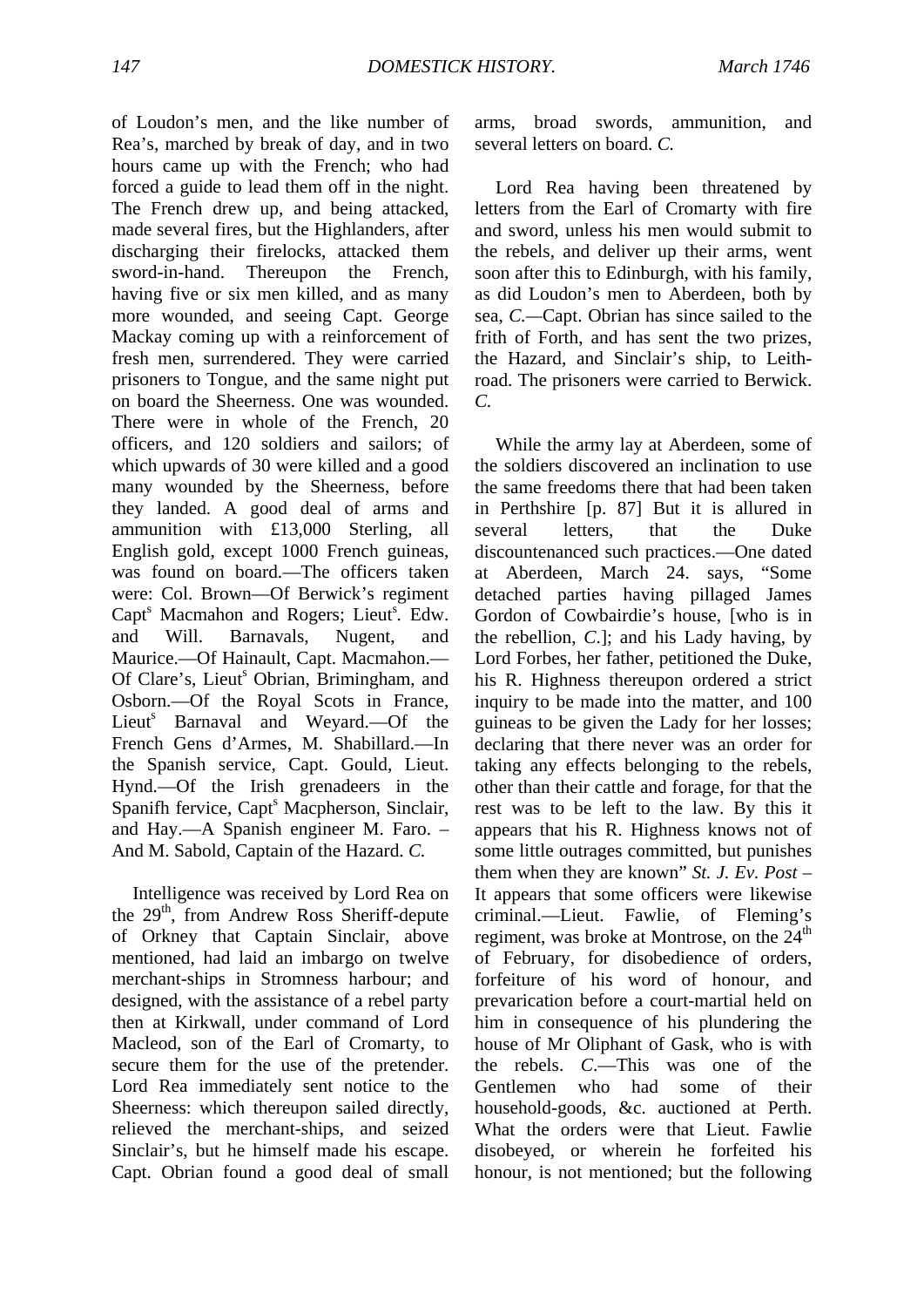of Loudon's men, and the like number of Rea's, marched by break of day, and in two hours came up with the French; who had forced a guide to lead them off in the night. The French drew up, and being attacked, made several fires, but the Highlanders, after discharging their firelocks, attacked them sword-in-hand. Thereupon the French, having five or six men killed, and as many more wounded, and seeing Capt. George Mackay coming up with a reinforcement of fresh men, surrendered. They were carried prisoners to Tongue, and the same night put on board the Sheerness. One was wounded. There were in whole of the French, 20 officers, and 120 soldiers and sailors; of which upwards of 30 were killed and a good many wounded by the Sheerness, before they landed. A good deal of arms and ammunition with £13,000 Sterling, all English gold, except 1000 French guineas, was found on board.—The officers taken were: Col. Brown—Of Berwick's regiment Capt[s] Macmahon and Rogers; Lieut[s]. Edw. and Will. Barnavals, Nugent, and Maurice.—Of Hainault, Capt. Macmahon.—Of Clare's, Lieut[s] Obrian, Brimingham, and Osborn.—Of the Royal Scots in France, Lieut[s] Barnaval and Weyard.—Of the French Gens d'Armes, M. Shabillard.—In the Spanish service, Capt. Gould, Lieut. Hynd.—Of the Irish grenadeers in the Spanifh fervice, Capt[s] Macpherson, Sinclair, and Hay.—A Spanish engineer M. Faro. – And M. Sabold, Captain of the Hazard. *C.*

Intelligence was received by Lord Rea on the 29[th], from Andrew Ross Sheriff-depute of Orkney that Captain Sinclair, above mentioned, had laid an imbargo on twelve merchant-ships in Stromness harbour; and designed, with the assistance of a rebel party then at Kirkwall, under command of Lord Macleod, son of the Earl of Cromarty, to secure them for the use of the pretender. Lord Rea immediately sent notice to the Sheerness: which thereupon sailed directly, relieved the merchant-ships, and seized Sinclair's, but he himself made his escape. Capt. Obrian found a good deal of small arms, broad swords, ammunition, and several letters on board. *C.*

Lord Rea having been threatened by letters from the Earl of Cromarty with fire and sword, unless his men would submit to the rebels, and deliver up their arms, went soon after this to Edinburgh, with his family, as did Loudon's men to Aberdeen, both by sea, *C.*—Capt. Obrian has since sailed to the frith of Forth, and has sent the two prizes, the Hazard, and Sinclair's ship, to Leith-road. The prisoners were carried to Berwick. *C.*

While the army lay at Aberdeen, some of the soldiers discovered an inclination to use the same freedoms there that had been taken in Perthshire [p. 87] But it is allured in several letters, that the Duke discountenanced such practices.—One dated at Aberdeen, March 24. says, "Some detached parties having pillaged James Gordon of Cowbairdie's house, [who is in the rebellion, *C.*]; and his Lady having, by Lord Forbes, her father, petitioned the Duke, his R. Highness thereupon ordered a strict inquiry to be made into the matter, and 100 guineas to be given the Lady for her losses; declaring that there never was an order for taking any effects belonging to the rebels, other than their cattle and forage, for that the rest was to be left to the law. By this it appears that his R. Highness knows not of some little outrages committed, but punishes them when they are known" *St. J. Ev. Post* – It appears that some officers were likewise criminal.—Lieut. Fawlie, of Fleming's regiment, was broke at Montrose, on the 24[th] of February, for disobedience of orders, forfeiture of his word of honour, and prevarication before a court-martial held on him in consequence of his plundering the house of Mr Oliphant of Gask, who is with the rebels. *C.*—This was one of the Gentlemen who had some of their household-goods, &c. auctioned at Perth. What the orders were that Lieut. Fawlie disobeyed, or wherein he forfeited his honour, is not mentioned; but the following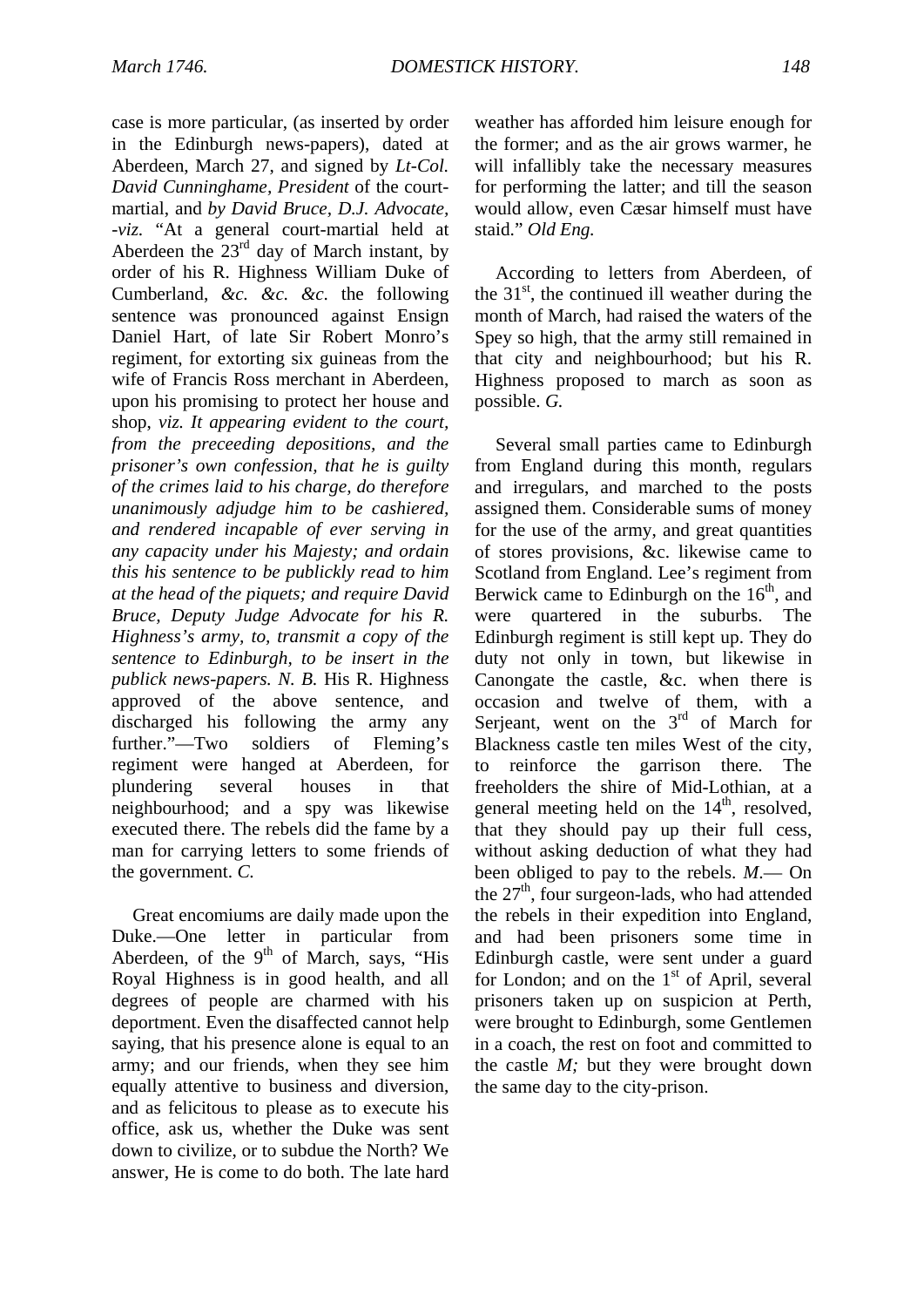case is more particular, (as inserted by order in the Edinburgh news-papers), dated at Aberdeen, March 27, and signed by *Lt-Col. David Cunninghame, President* of the court-martial, and *by David Bruce, D.J. Advocate, -viz.* "At a general court-martial held at Aberdeen the 23rd day of March instant, by order of his R. Highness William Duke of Cumberland, *&c. &c. &c.* the following sentence was pronounced against Ensign Daniel Hart, of late Sir Robert Monro's regiment, for extorting six guineas from the wife of Francis Ross merchant in Aberdeen, upon his promising to protect her house and shop, *viz. It appearing evident to the court, from the preceeding depositions, and the prisoner's own confession, that he is guilty of the crimes laid to his charge, do therefore unanimously adjudge him to be cashiered, and rendered incapable of ever serving in any capacity under his Majesty; and ordain this his sentence to be publickly read to him at the head of the piquets; and require David Bruce, Deputy Judge Advocate for his R. Highness's army, to, transmit a copy of the sentence to Edinburgh, to be insert in the publick news-papers. N. B.* His R. Highness approved of the above sentence, and discharged his following the army any further."—Two soldiers of Fleming's regiment were hanged at Aberdeen, for plundering several houses in that neighbourhood; and a spy was likewise executed there. The rebels did the fame by a man for carrying letters to some friends of the government. *C.*

Great encomiums are daily made upon the Duke.—One letter in particular from Aberdeen, of the 9th of March, says, "His Royal Highness is in good health, and all degrees of people are charmed with his deportment. Even the disaffected cannot help saying, that his presence alone is equal to an army; and our friends, when they see him equally attentive to business and diversion, and as felicitous to please as to execute his office, ask us, whether the Duke was sent down to civilize, or to subdue the North? We answer, He is come to do both. The late hard weather has afforded him leisure enough for the former; and as the air grows warmer, he will infallibly take the necessary measures for performing the latter; and till the season would allow, even Cæsar himself must have staid." *Old Eng.*

According to letters from Aberdeen, of the 31st, the continued ill weather during the month of March, had raised the waters of the Spey so high, that the army still remained in that city and neighbourhood; but his R. Highness proposed to march as soon as possible. *G.*

Several small parties came to Edinburgh from England during this month, regulars and irregulars, and marched to the posts assigned them. Considerable sums of money for the use of the army, and great quantities of stores provisions, &c. likewise came to Scotland from England. Lee's regiment from Berwick came to Edinburgh on the 16th, and were quartered in the suburbs. The Edinburgh regiment is still kept up. They do duty not only in town, but likewise in Canongate the castle, &c. when there is occasion and twelve of them, with a Serjeant, went on the 3rd of March for Blackness castle ten miles West of the city, to reinforce the garrison there. The freeholders the shire of Mid-Lothian, at a general meeting held on the 14th, resolved, that they should pay up their full cess, without asking deduction of what they had been obliged to pay to the rebels. *M.*— On the 27th, four surgeon-lads, who had attended the rebels in their expedition into England, and had been prisoners some time in Edinburgh castle, were sent under a guard for London; and on the 1st of April, several prisoners taken up on suspicion at Perth, were brought to Edinburgh, some Gentlemen in a coach, the rest on foot and committed to the castle *M;* but they were brought down the same day to the city-prison.